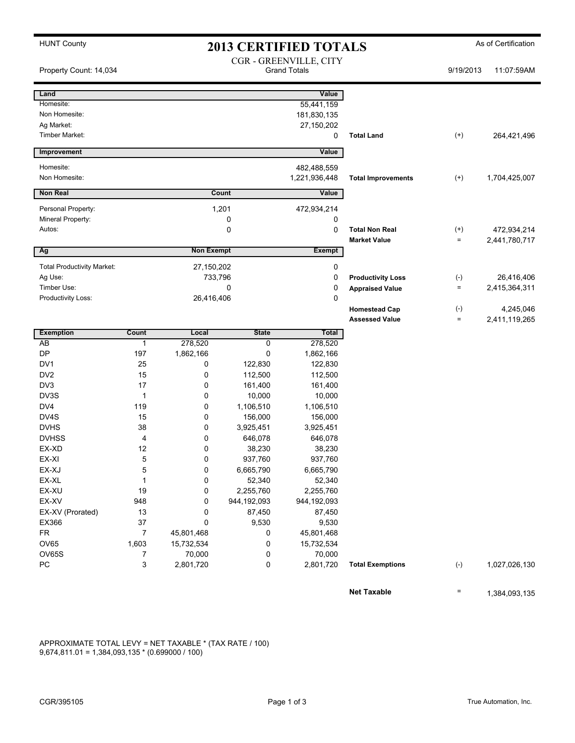HUNT County

# 2013 CERTIFIED TOTALS

As of Certification

Property Count: 14,034

CGR - GREENVILLE, CITY
Grand Totals

9/19/2013 11:07:59AM

| Land | Value | | | |
|---|---|---|---|---|
| Homesite: | 55,441,159 | | | |
| Non Homesite: | 181,830,135 | | | |
| Ag Market: | 27,150,202 | | | |
| Timber Market: | 0 | **Total Land** | (+) | 264,421,496 |

| Improvement | Value | | | |
|---|---|---|---|---|
| Homesite: | 482,488,559 | | | |
| Non Homesite: | 1,221,936,448 | **Total Improvements** | (+) | 1,704,425,007 |

| Non Real | Count | Value | | | |
|---|---|---|---|---|---|
| Personal Property: | 1,201 | 472,934,214 | | | |
| Mineral Property: | 0 | 0 | | | |
| Autos: | 0 | 0 | **Total Non Real** | (+) | 472,934,214 |
| | | | **Market Value** | = | 2,441,780,717 |

| Ag | Non Exempt | Exempt | | | |
|---|---|---|---|---|---|
| Total Productivity Market: | 27,150,202 | 0 | | | |
| Ag Use: | 733,796 | 0 | **Productivity Loss** | (-) | 26,416,406 |
| Timber Use: | 0 | 0 | **Appraised Value** | = | 2,415,364,311 |
| Productivity Loss: | 26,416,406 | 0 | | | |
| | | | **Homestead Cap** | (-) | 4,245,046 |
| | | | **Assessed Value** | = | 2,411,119,265 |

| Exemption | Count | Local | State | Total | | | |
|---|---|---|---|---|---|---|---|
| AB | 1 | 278,520 | 0 | 278,520 | | | |
| DP | 197 | 1,862,166 | 0 | 1,862,166 | | | |
| DV1 | 25 | 0 | 122,830 | 122,830 | | | |
| DV2 | 15 | 0 | 112,500 | 112,500 | | | |
| DV3 | 17 | 0 | 161,400 | 161,400 | | | |
| DV3S | 1 | 0 | 10,000 | 10,000 | | | |
| DV4 | 119 | 0 | 1,106,510 | 1,106,510 | | | |
| DV4S | 15 | 0 | 156,000 | 156,000 | | | |
| DVHS | 38 | 0 | 3,925,451 | 3,925,451 | | | |
| DVHSS | 4 | 0 | 646,078 | 646,078 | | | |
| EX-XD | 12 | 0 | 38,230 | 38,230 | | | |
| EX-XI | 5 | 0 | 937,760 | 937,760 | | | |
| EX-XJ | 5 | 0 | 6,665,790 | 6,665,790 | | | |
| EX-XL | 1 | 0 | 52,340 | 52,340 | | | |
| EX-XU | 19 | 0 | 2,255,760 | 2,255,760 | | | |
| EX-XV | 948 | 0 | 944,192,093 | 944,192,093 | | | |
| EX-XV (Prorated) | 13 | 0 | 87,450 | 87,450 | | | |
| EX366 | 37 | 0 | 9,530 | 9,530 | | | |
| FR | 7 | 45,801,468 | 0 | 45,801,468 | | | |
| OV65 | 1,603 | 15,732,534 | 0 | 15,732,534 | | | |
| OV65S | 7 | 70,000 | 0 | 70,000 | | | |
| PC | 3 | 2,801,720 | 0 | 2,801,720 | **Total Exemptions** | (-) | 1,027,026,130 |

| | | |
|---|---|---|
| **Net Taxable** | = | 1,384,093,135 |

APPROXIMATE TOTAL LEVY = NET TAXABLE * (TAX RATE / 100)
9,674,811.01 = 1,384,093,135 * (0.699000 / 100)

CGR/395105

True Automation, Inc.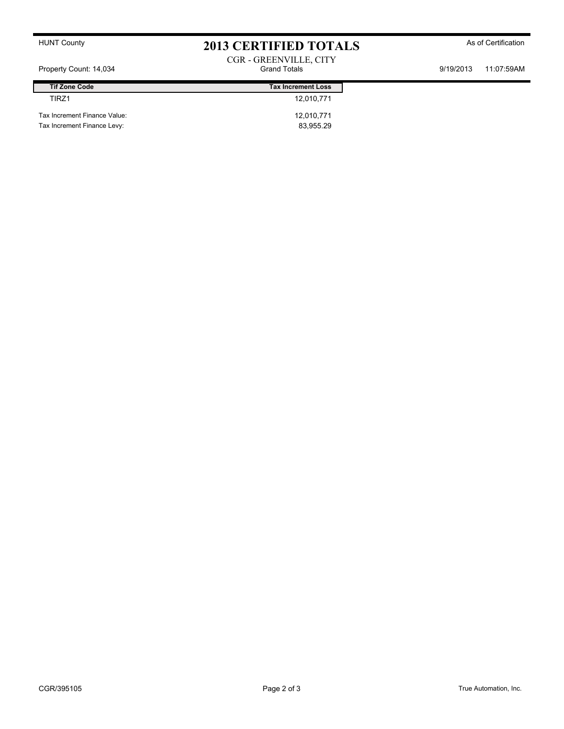HUNT County

# 2013 CERTIFIED TOTALS

As of Certification

CGR - GREENVILLE, CITY
Grand Totals

Property Count: 14,034

9/19/2013 11:07:59AM

| Tif Zone Code | Tax Increment Loss |
|---|---|
| TIRZ1 | 12,010,771 |

| | |
|---|---|
| Tax Increment Finance Value: | 12,010,771 |
| Tax Increment Finance Levy: | 83,955.29 |

CGR/395105

True Automation, Inc.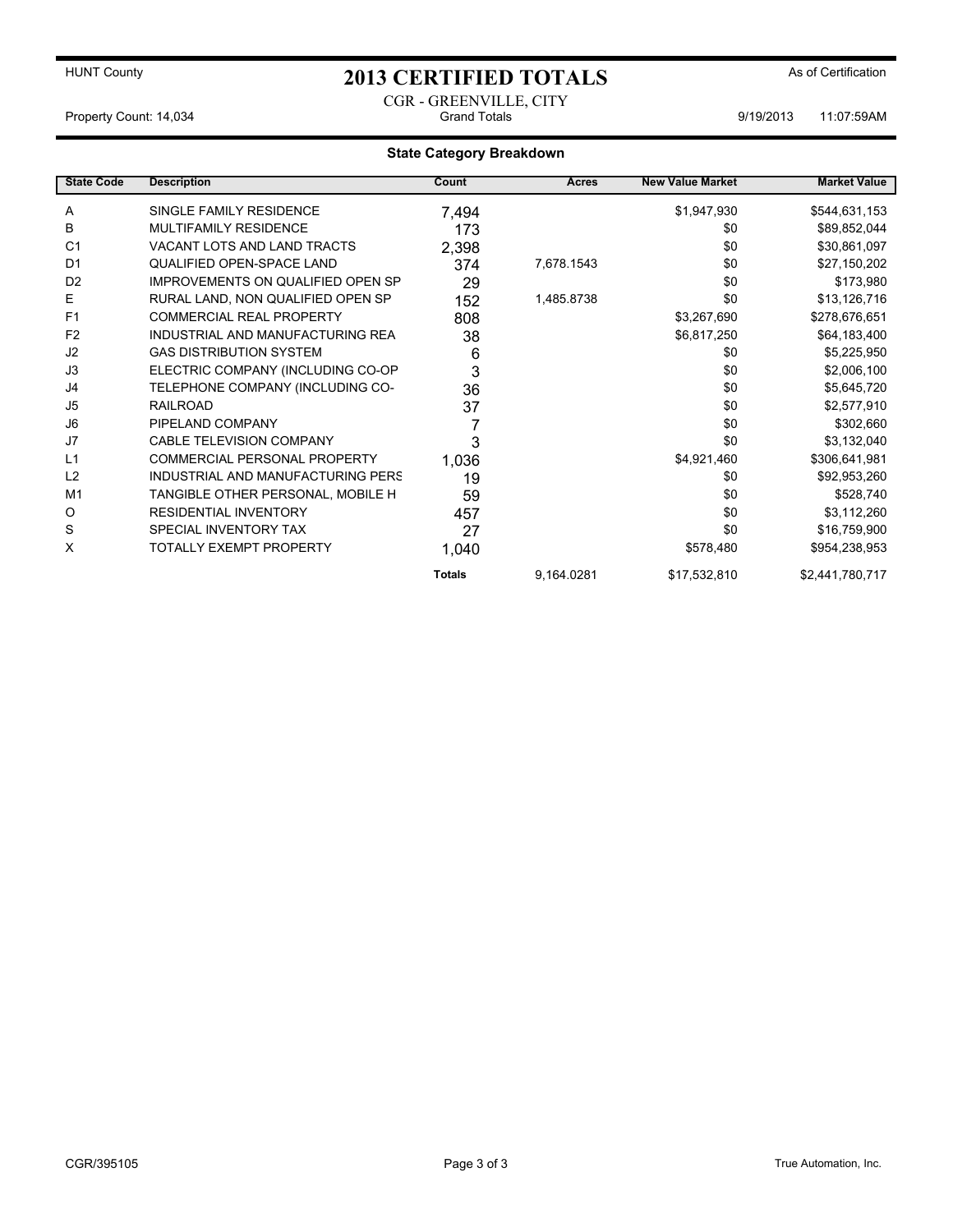HUNT County

# 2013 CERTIFIED TOTALS

As of Certification

CGR - GREENVILLE, CITY
Grand Totals

Property Count: 14,034

9/19/2013 11:07:59AM

## State Category Breakdown

| State Code | Description | Count | Acres | New Value Market | Market Value |
|---|---|---|---|---|---|
| A | SINGLE FAMILY RESIDENCE | 7,494 | | $1,947,930 | $544,631,153 |
| B | MULTIFAMILY RESIDENCE | 173 | | $0 | $89,852,044 |
| C1 | VACANT LOTS AND LAND TRACTS | 2,398 | | $0 | $30,861,097 |
| D1 | QUALIFIED OPEN-SPACE LAND | 374 | 7,678.1543 | $0 | $27,150,202 |
| D2 | IMPROVEMENTS ON QUALIFIED OPEN SP | 29 | | $0 | $173,980 |
| E | RURAL LAND, NON QUALIFIED OPEN SP | 152 | 1,485.8738 | $0 | $13,126,716 |
| F1 | COMMERCIAL REAL PROPERTY | 808 | | $3,267,690 | $278,676,651 |
| F2 | INDUSTRIAL AND MANUFACTURING REA | 38 | | $6,817,250 | $64,183,400 |
| J2 | GAS DISTRIBUTION SYSTEM | 6 | | $0 | $5,225,950 |
| J3 | ELECTRIC COMPANY (INCLUDING CO-OP | 3 | | $0 | $2,006,100 |
| J4 | TELEPHONE COMPANY (INCLUDING CO- | 36 | | $0 | $5,645,720 |
| J5 | RAILROAD | 37 | | $0 | $2,577,910 |
| J6 | PIPELAND COMPANY | 7 | | $0 | $302,660 |
| J7 | CABLE TELEVISION COMPANY | 3 | | $0 | $3,132,040 |
| L1 | COMMERCIAL PERSONAL PROPERTY | 1,036 | | $4,921,460 | $306,641,981 |
| L2 | INDUSTRIAL AND MANUFACTURING PERS | 19 | | $0 | $92,953,260 |
| M1 | TANGIBLE OTHER PERSONAL, MOBILE H | 59 | | $0 | $528,740 |
| O | RESIDENTIAL INVENTORY | 457 | | $0 | $3,112,260 |
| S | SPECIAL INVENTORY TAX | 27 | | $0 | $16,759,900 |
| X | TOTALLY EXEMPT PROPERTY | 1,040 | | $578,480 | $954,238,953 |
| | | **Totals** | 9,164.0281 | $17,532,810 | $2,441,780,717 |

CGR/395105

True Automation, Inc.